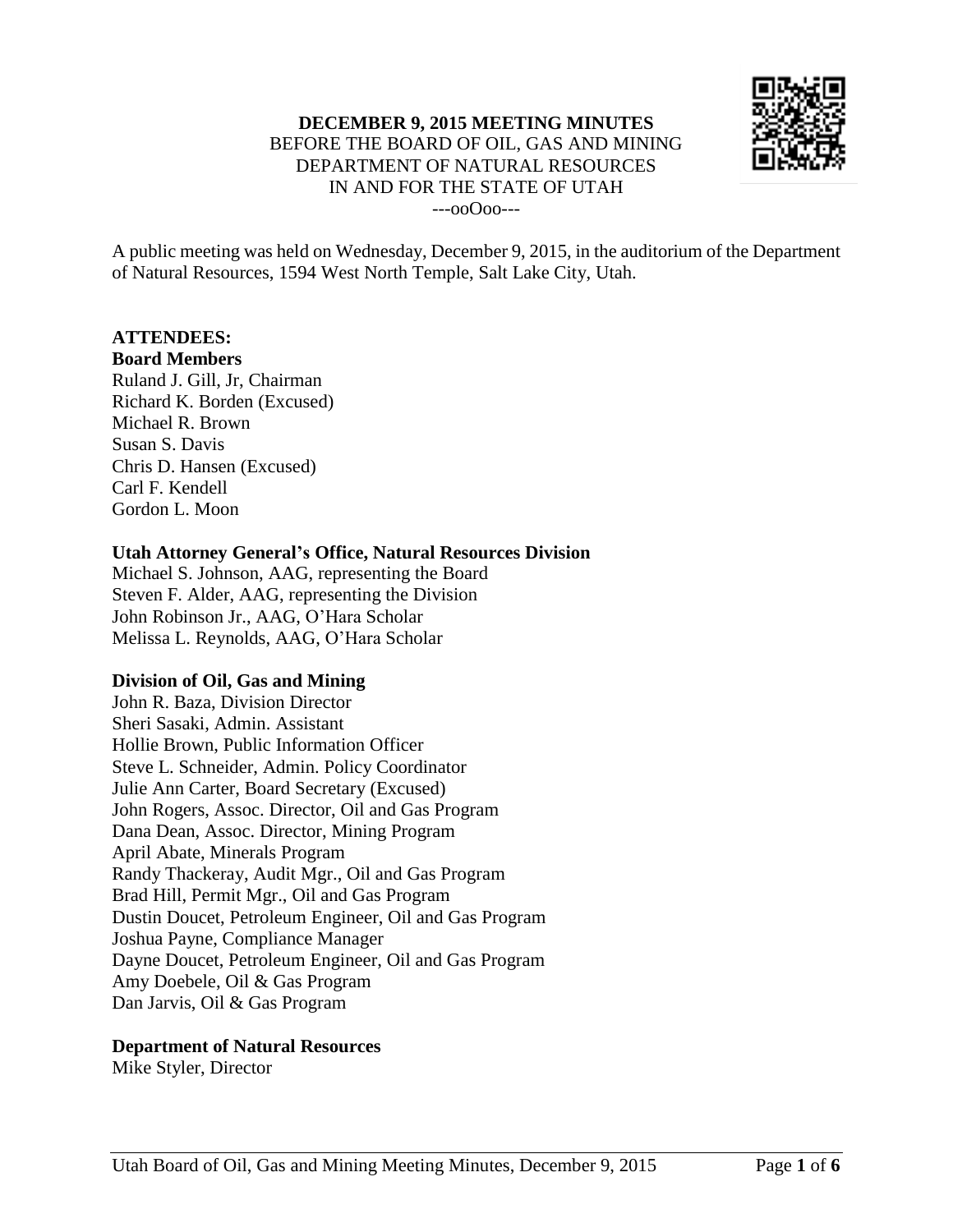**DECEMBER 9, 2015 MEETING MINUTES**
BEFORE THE BOARD OF OIL, GAS AND MINING
DEPARTMENT OF NATURAL RESOURCES
IN AND FOR THE STATE OF UTAH
---ooOoo---

A public meeting was held on Wednesday, December 9, 2015, in the auditorium of the Department of Natural Resources, 1594 West North Temple, Salt Lake City, Utah.

**ATTENDEES:**

**Board Members**

Ruland J. Gill, Jr, Chairman
Richard K. Borden (Excused)
Michael R. Brown
Susan S. Davis
Chris D. Hansen (Excused)
Carl F. Kendell
Gordon L. Moon

**Utah Attorney General's Office, Natural Resources Division**

Michael S. Johnson, AAG, representing the Board
Steven F. Alder, AAG, representing the Division
John Robinson Jr., AAG, O'Hara Scholar
Melissa L. Reynolds, AAG, O'Hara Scholar

**Division of Oil, Gas and Mining**

John R. Baza, Division Director
Sheri Sasaki, Admin. Assistant
Hollie Brown, Public Information Officer
Steve L. Schneider, Admin. Policy Coordinator
Julie Ann Carter, Board Secretary (Excused)
John Rogers, Assoc. Director, Oil and Gas Program
Dana Dean, Assoc. Director, Mining Program
April Abate, Minerals Program
Randy Thackeray, Audit Mgr., Oil and Gas Program
Brad Hill, Permit Mgr., Oil and Gas Program
Dustin Doucet, Petroleum Engineer, Oil and Gas Program
Joshua Payne, Compliance Manager
Dayne Doucet, Petroleum Engineer, Oil and Gas Program
Amy Doebele, Oil & Gas Program
Dan Jarvis, Oil & Gas Program

**Department of Natural Resources**

Mike Styler, Director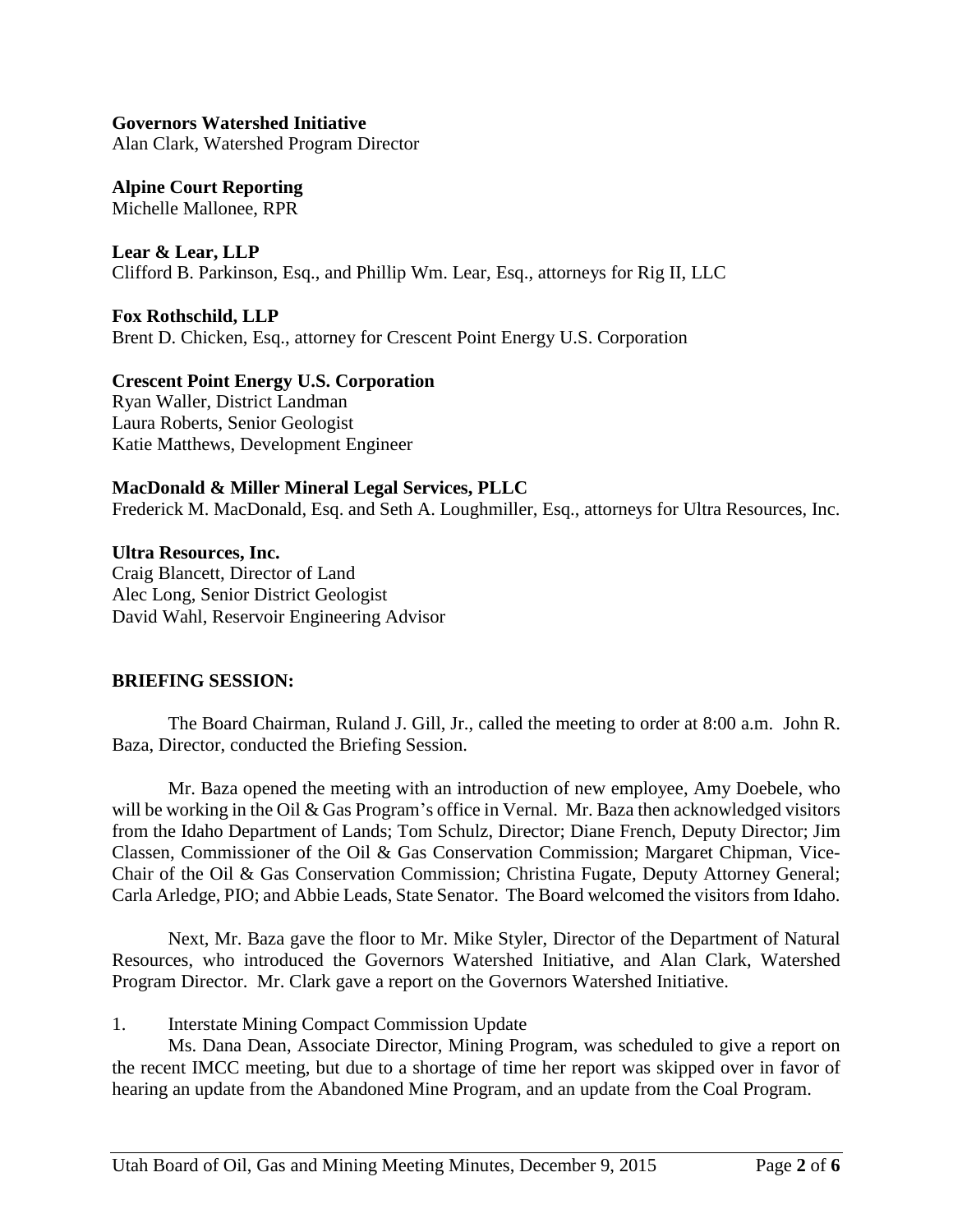**Governors Watershed Initiative**
Alan Clark, Watershed Program Director

**Alpine Court Reporting**
Michelle Mallonee, RPR

**Lear & Lear, LLP**
Clifford B. Parkinson, Esq., and Phillip Wm. Lear, Esq., attorneys for Rig II, LLC

**Fox Rothschild, LLP**
Brent D. Chicken, Esq., attorney for Crescent Point Energy U.S. Corporation

**Crescent Point Energy U.S. Corporation**
Ryan Waller, District Landman
Laura Roberts, Senior Geologist
Katie Matthews, Development Engineer

**MacDonald & Miller Mineral Legal Services, PLLC**
Frederick M. MacDonald, Esq. and Seth A. Loughmiller, Esq., attorneys for Ultra Resources, Inc.

**Ultra Resources, Inc.**
Craig Blancett, Director of Land
Alec Long, Senior District Geologist
David Wahl, Reservoir Engineering Advisor

**BRIEFING SESSION:**

The Board Chairman, Ruland J. Gill, Jr., called the meeting to order at 8:00 a.m. John R. Baza, Director, conducted the Briefing Session.

Mr. Baza opened the meeting with an introduction of new employee, Amy Doebele, who will be working in the Oil & Gas Program's office in Vernal. Mr. Baza then acknowledged visitors from the Idaho Department of Lands; Tom Schulz, Director; Diane French, Deputy Director; Jim Classen, Commissioner of the Oil & Gas Conservation Commission; Margaret Chipman, Vice-Chair of the Oil & Gas Conservation Commission; Christina Fugate, Deputy Attorney General; Carla Arledge, PIO; and Abbie Leads, State Senator. The Board welcomed the visitors from Idaho.

Next, Mr. Baza gave the floor to Mr. Mike Styler, Director of the Department of Natural Resources, who introduced the Governors Watershed Initiative, and Alan Clark, Watershed Program Director. Mr. Clark gave a report on the Governors Watershed Initiative.

1. Interstate Mining Compact Commission Update

Ms. Dana Dean, Associate Director, Mining Program, was scheduled to give a report on the recent IMCC meeting, but due to a shortage of time her report was skipped over in favor of hearing an update from the Abandoned Mine Program, and an update from the Coal Program.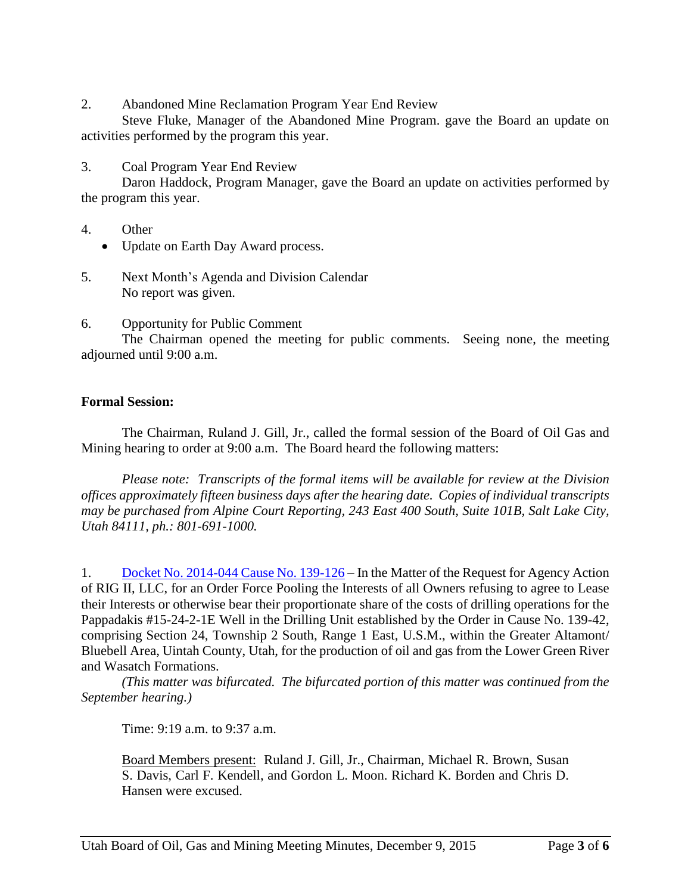2. Abandoned Mine Reclamation Program Year End Review

Steve Fluke, Manager of the Abandoned Mine Program. gave the Board an update on activities performed by the program this year.

3. Coal Program Year End Review

Daron Haddock, Program Manager, gave the Board an update on activities performed by the program this year.

4. Other

- Update on Earth Day Award process.

5. Next Month's Agenda and Division Calendar

No report was given.

6. Opportunity for Public Comment

The Chairman opened the meeting for public comments. Seeing none, the meeting adjourned until 9:00 a.m.

**Formal Session:**

The Chairman, Ruland J. Gill, Jr., called the formal session of the Board of Oil Gas and Mining hearing to order at 9:00 a.m. The Board heard the following matters:

*Please note: Transcripts of the formal items will be available for review at the Division offices approximately fifteen business days after the hearing date. Copies of individual transcripts may be purchased from Alpine Court Reporting, 243 East 400 South, Suite 101B, Salt Lake City, Utah 84111, ph.: 801-691-1000.*

1. Docket No. 2014-044 Cause No. 139-126 – In the Matter of the Request for Agency Action of RIG II, LLC, for an Order Force Pooling the Interests of all Owners refusing to agree to Lease their Interests or otherwise bear their proportionate share of the costs of drilling operations for the Pappadakis #15-24-2-1E Well in the Drilling Unit established by the Order in Cause No. 139-42, comprising Section 24, Township 2 South, Range 1 East, U.S.M., within the Greater Altamont/ Bluebell Area, Uintah County, Utah, for the production of oil and gas from the Lower Green River and Wasatch Formations.

*(This matter was bifurcated. The bifurcated portion of this matter was continued from the September hearing.)*

Time: 9:19 a.m. to 9:37 a.m.

Board Members present: Ruland J. Gill, Jr., Chairman, Michael R. Brown, Susan S. Davis, Carl F. Kendell, and Gordon L. Moon. Richard K. Borden and Chris D. Hansen were excused.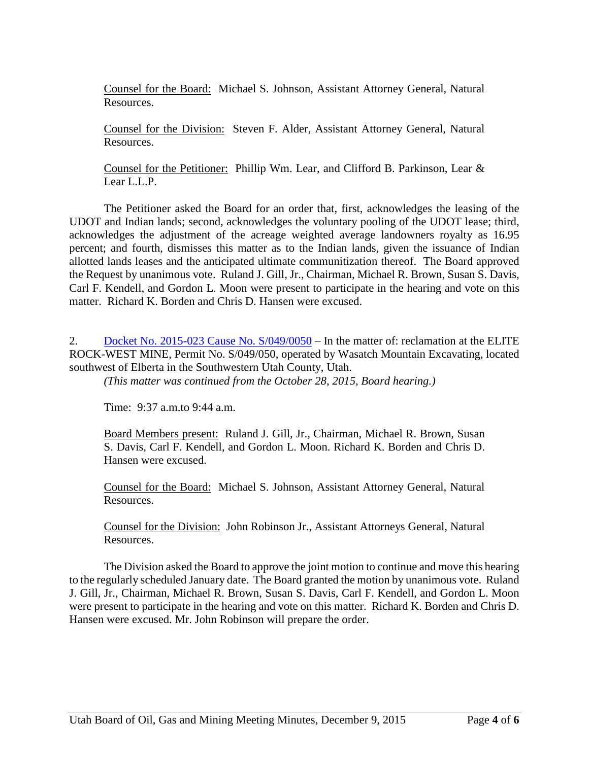Counsel for the Board: Michael S. Johnson, Assistant Attorney General, Natural Resources.

Counsel for the Division: Steven F. Alder, Assistant Attorney General, Natural Resources.

Counsel for the Petitioner: Phillip Wm. Lear, and Clifford B. Parkinson, Lear & Lear L.L.P.

The Petitioner asked the Board for an order that, first, acknowledges the leasing of the UDOT and Indian lands; second, acknowledges the voluntary pooling of the UDOT lease; third, acknowledges the adjustment of the acreage weighted average landowners royalty as 16.95 percent; and fourth, dismisses this matter as to the Indian lands, given the issuance of Indian allotted lands leases and the anticipated ultimate communitization thereof. The Board approved the Request by unanimous vote. Ruland J. Gill, Jr., Chairman, Michael R. Brown, Susan S. Davis, Carl F. Kendell, and Gordon L. Moon were present to participate in the hearing and vote on this matter. Richard K. Borden and Chris D. Hansen were excused.

2. Docket No. 2015-023 Cause No. S/049/0050 – In the matter of: reclamation at the ELITE ROCK-WEST MINE, Permit No. S/049/050, operated by Wasatch Mountain Excavating, located southwest of Elberta in the Southwestern Utah County, Utah.
*(This matter was continued from the October 28, 2015, Board hearing.)*

Time: 9:37 a.m.to 9:44 a.m.

Board Members present: Ruland J. Gill, Jr., Chairman, Michael R. Brown, Susan S. Davis, Carl F. Kendell, and Gordon L. Moon. Richard K. Borden and Chris D. Hansen were excused.

Counsel for the Board: Michael S. Johnson, Assistant Attorney General, Natural Resources.

Counsel for the Division: John Robinson Jr., Assistant Attorneys General, Natural Resources.

The Division asked the Board to approve the joint motion to continue and move this hearing to the regularly scheduled January date. The Board granted the motion by unanimous vote. Ruland J. Gill, Jr., Chairman, Michael R. Brown, Susan S. Davis, Carl F. Kendell, and Gordon L. Moon were present to participate in the hearing and vote on this matter. Richard K. Borden and Chris D. Hansen were excused. Mr. John Robinson will prepare the order.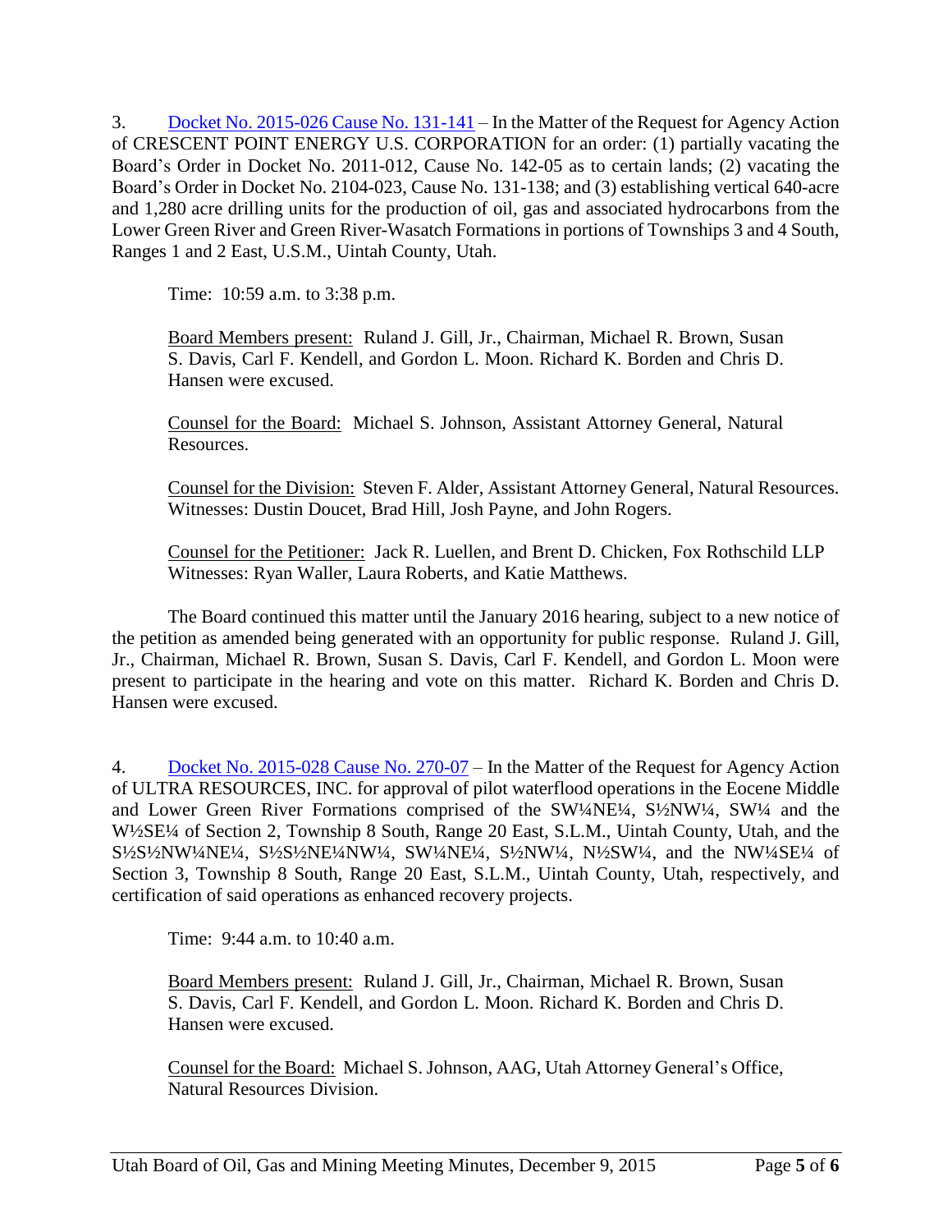3. [Docket No. 2015-026 Cause No. 131-141](#) – In the Matter of the Request for Agency Action of CRESCENT POINT ENERGY U.S. CORPORATION for an order: (1) partially vacating the Board's Order in Docket No. 2011-012, Cause No. 142-05 as to certain lands; (2) vacating the Board's Order in Docket No. 2104-023, Cause No. 131-138; and (3) establishing vertical 640-acre and 1,280 acre drilling units for the production of oil, gas and associated hydrocarbons from the Lower Green River and Green River-Wasatch Formations in portions of Townships 3 and 4 South, Ranges 1 and 2 East, U.S.M., Uintah County, Utah.

Time: 10:59 a.m. to 3:38 p.m.

Board Members present: Ruland J. Gill, Jr., Chairman, Michael R. Brown, Susan S. Davis, Carl F. Kendell, and Gordon L. Moon. Richard K. Borden and Chris D. Hansen were excused.

Counsel for the Board: Michael S. Johnson, Assistant Attorney General, Natural Resources.

Counsel for the Division: Steven F. Alder, Assistant Attorney General, Natural Resources. Witnesses: Dustin Doucet, Brad Hill, Josh Payne, and John Rogers.

Counsel for the Petitioner: Jack R. Luellen, and Brent D. Chicken, Fox Rothschild LLP Witnesses: Ryan Waller, Laura Roberts, and Katie Matthews.

The Board continued this matter until the January 2016 hearing, subject to a new notice of the petition as amended being generated with an opportunity for public response. Ruland J. Gill, Jr., Chairman, Michael R. Brown, Susan S. Davis, Carl F. Kendell, and Gordon L. Moon were present to participate in the hearing and vote on this matter. Richard K. Borden and Chris D. Hansen were excused.

4. [Docket No. 2015-028 Cause No. 270-07](#) – In the Matter of the Request for Agency Action of ULTRA RESOURCES, INC. for approval of pilot waterflood operations in the Eocene Middle and Lower Green River Formations comprised of the SW¼NE¼, S½NW¼, SW¼ and the W½SE¼ of Section 2, Township 8 South, Range 20 East, S.L.M., Uintah County, Utah, and the S½S½NW¼NE¼, S½S½NE¼NW¼, SW¼NE¼, S½NW¼, N½SW¼, and the NW¼SE¼ of Section 3, Township 8 South, Range 20 East, S.L.M., Uintah County, Utah, respectively, and certification of said operations as enhanced recovery projects.

Time: 9:44 a.m. to 10:40 a.m.

Board Members present: Ruland J. Gill, Jr., Chairman, Michael R. Brown, Susan S. Davis, Carl F. Kendell, and Gordon L. Moon. Richard K. Borden and Chris D. Hansen were excused.

Counsel for the Board: Michael S. Johnson, AAG, Utah Attorney General's Office, Natural Resources Division.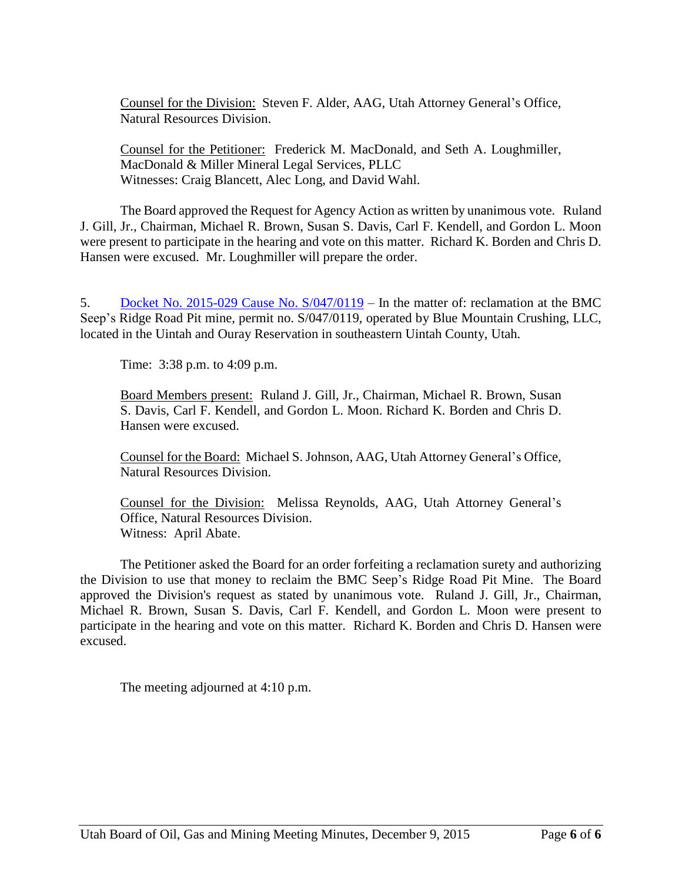Counsel for the Division: Steven F. Alder, AAG, Utah Attorney General's Office, Natural Resources Division.

Counsel for the Petitioner: Frederick M. MacDonald, and Seth A. Loughmiller, MacDonald & Miller Mineral Legal Services, PLLC
Witnesses: Craig Blancett, Alec Long, and David Wahl.

The Board approved the Request for Agency Action as written by unanimous vote. Ruland J. Gill, Jr., Chairman, Michael R. Brown, Susan S. Davis, Carl F. Kendell, and Gordon L. Moon were present to participate in the hearing and vote on this matter. Richard K. Borden and Chris D. Hansen were excused. Mr. Loughmiller will prepare the order.

5. Docket No. 2015-029 Cause No. S/047/0119 – In the matter of: reclamation at the BMC Seep's Ridge Road Pit mine, permit no. S/047/0119, operated by Blue Mountain Crushing, LLC, located in the Uintah and Ouray Reservation in southeastern Uintah County, Utah.

Time: 3:38 p.m. to 4:09 p.m.

Board Members present: Ruland J. Gill, Jr., Chairman, Michael R. Brown, Susan S. Davis, Carl F. Kendell, and Gordon L. Moon. Richard K. Borden and Chris D. Hansen were excused.

Counsel for the Board: Michael S. Johnson, AAG, Utah Attorney General's Office, Natural Resources Division.

Counsel for the Division: Melissa Reynolds, AAG, Utah Attorney General's Office, Natural Resources Division.
Witness: April Abate.

The Petitioner asked the Board for an order forfeiting a reclamation surety and authorizing the Division to use that money to reclaim the BMC Seep's Ridge Road Pit Mine. The Board approved the Division's request as stated by unanimous vote. Ruland J. Gill, Jr., Chairman, Michael R. Brown, Susan S. Davis, Carl F. Kendell, and Gordon L. Moon were present to participate in the hearing and vote on this matter. Richard K. Borden and Chris D. Hansen were excused.

The meeting adjourned at 4:10 p.m.